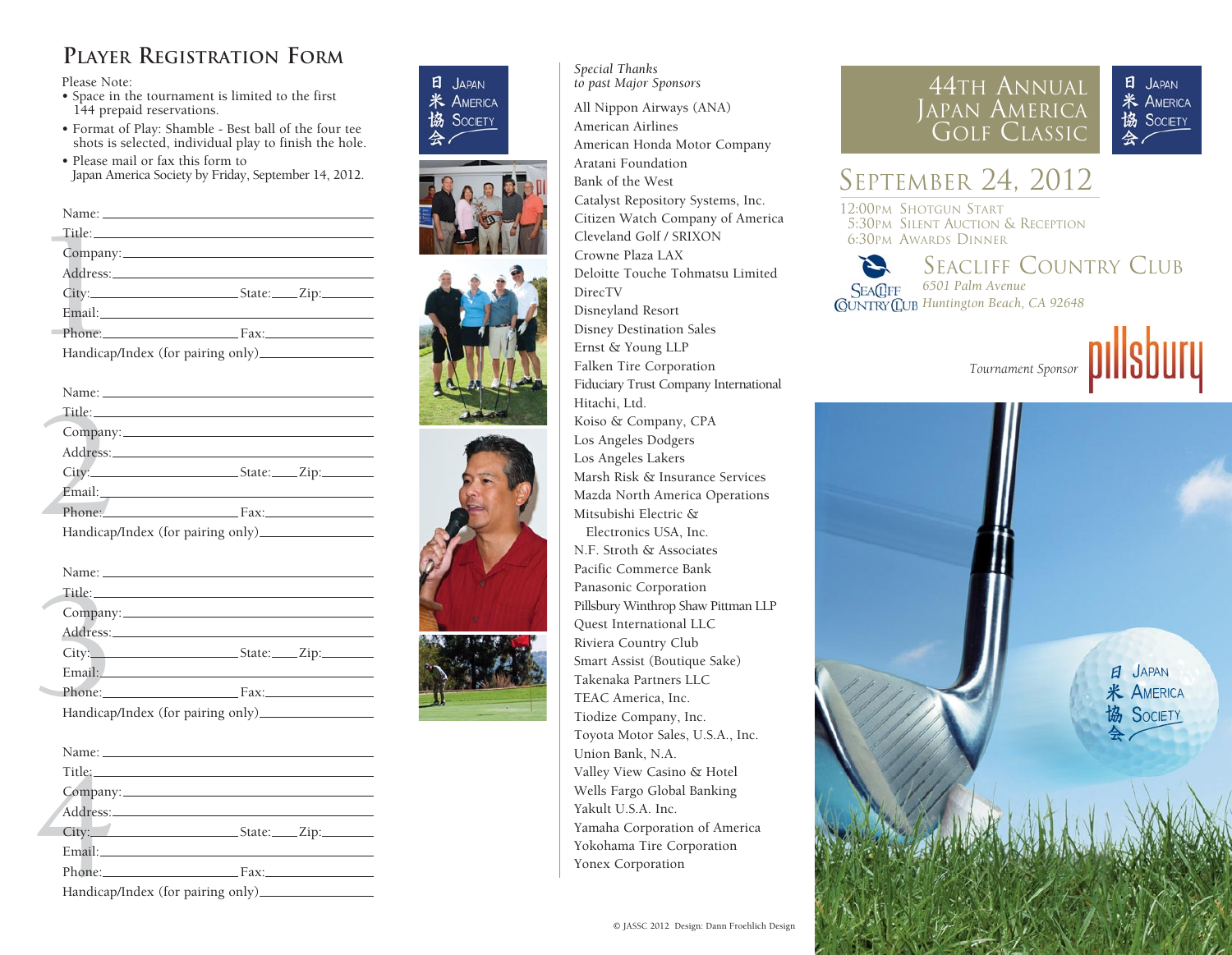# Player Registration Form

Please Note:

- Space in the tournament is limited to the first 144 prepaid reservations.
- Format of Play: Shamble - Best ball of the four tee shots is selected, individual play to finish the hole.
- Please mail or fax this form to Japan America Society by Friday, September 14, 2012.

**1**

Name: \_\_\_\_\_\_\_\_\_\_\_\_\_\_\_\_\_\_\_\_
Title: \_\_\_\_\_\_\_\_\_\_\_\_\_\_\_\_\_\_\_\_
Company: \_\_\_\_\_\_\_\_\_\_\_\_\_\_\_\_\_\_\_\_
Address: \_\_\_\_\_\_\_\_\_\_\_\_\_\_\_\_\_\_\_\_
City: \_\_\_\_\_\_\_\_\_\_ State: \_\_\_\_ Zip: \_\_\_\_\_\_
Email: \_\_\_\_\_\_\_\_\_\_\_\_\_\_\_\_\_\_\_\_
Phone: \_\_\_\_\_\_\_\_\_\_ Fax: \_\_\_\_\_\_\_\_\_\_
Handicap/Index (for pairing only) \_\_\_\_\_\_\_\_\_\_

**2**

Name: \_\_\_\_\_\_\_\_\_\_\_\_\_\_\_\_\_\_\_\_
Title: \_\_\_\_\_\_\_\_\_\_\_\_\_\_\_\_\_\_\_\_
Company: \_\_\_\_\_\_\_\_\_\_\_\_\_\_\_\_\_\_\_\_
Address: \_\_\_\_\_\_\_\_\_\_\_\_\_\_\_\_\_\_\_\_
City: \_\_\_\_\_\_\_\_\_\_ State: \_\_\_\_ Zip: \_\_\_\_\_\_
Email: \_\_\_\_\_\_\_\_\_\_\_\_\_\_\_\_\_\_\_\_
Phone: \_\_\_\_\_\_\_\_\_\_ Fax: \_\_\_\_\_\_\_\_\_\_
Handicap/Index (for pairing only) \_\_\_\_\_\_\_\_\_\_

**3**

Name: \_\_\_\_\_\_\_\_\_\_\_\_\_\_\_\_\_\_\_\_
Title: \_\_\_\_\_\_\_\_\_\_\_\_\_\_\_\_\_\_\_\_
Company: \_\_\_\_\_\_\_\_\_\_\_\_\_\_\_\_\_\_\_\_
Address: \_\_\_\_\_\_\_\_\_\_\_\_\_\_\_\_\_\_\_\_
City: \_\_\_\_\_\_\_\_\_\_ State: \_\_\_\_ Zip: \_\_\_\_\_\_
Email: \_\_\_\_\_\_\_\_\_\_\_\_\_\_\_\_\_\_\_\_
Phone: \_\_\_\_\_\_\_\_\_\_ Fax: \_\_\_\_\_\_\_\_\_\_
Handicap/Index (for pairing only) \_\_\_\_\_\_\_\_\_\_

**4**

Name: \_\_\_\_\_\_\_\_\_\_\_\_\_\_\_\_\_\_\_\_
Title: \_\_\_\_\_\_\_\_\_\_\_\_\_\_\_\_\_\_\_\_
Company: \_\_\_\_\_\_\_\_\_\_\_\_\_\_\_\_\_\_\_\_
Address: \_\_\_\_\_\_\_\_\_\_\_\_\_\_\_\_\_\_\_\_
City: \_\_\_\_\_\_\_\_\_\_ State: \_\_\_\_ Zip: \_\_\_\_\_\_
Email: \_\_\_\_\_\_\_\_\_\_\_\_\_\_\_\_\_\_\_\_
Phone: \_\_\_\_\_\_\_\_\_\_ Fax: \_\_\_\_\_\_\_\_\_\_
Handicap/Index (for pairing only) \_\_\_\_\_\_\_\_\_\_

日米協会 Japan America Society

*Special Thanks to past Major Sponsors*

All Nippon Airways (ANA)
American Airlines
American Honda Motor Company
Aratani Foundation
Bank of the West
Catalyst Repository Systems, Inc.
Citizen Watch Company of America
Cleveland Golf / SRIXON
Crowne Plaza LAX
Deloitte Touche Tohmatsu Limited
DirecTV
Disneyland Resort
Disney Destination Sales
Ernst & Young LLP
Falken Tire Corporation
Fiduciary Trust Company International
Hitachi, Ltd.
Koiso & Company, CPA
Los Angeles Dodgers
Los Angeles Lakers
Marsh Risk & Insurance Services
Mazda North America Operations
Mitsubishi Electric & Electronics USA, Inc.
N.F. Stroth & Associates
Pacific Commerce Bank
Panasonic Corporation
Pillsbury Winthrop Shaw Pittman LLP
Quest International LLC
Riviera Country Club
Smart Assist (Boutique Sake)
Takenaka Partners LLC
TEAC America, Inc.
Tiodize Company, Inc.
Toyota Motor Sales, U.S.A., Inc.
Union Bank, N.A.
Valley View Casino & Hotel
Wells Fargo Global Banking
Yakult U.S.A. Inc.
Yamaha Corporation of America
Yokohama Tire Corporation
Yonex Corporation

© JASSC 2012 Design: Dann Froehlich Design

# 44th Annual Japan America Golf Classic

日米協会 Japan America Society

## September 24, 2012

12:00PM Shotgun Start
5:30PM Silent Auction & Reception
6:30PM Awards Dinner

## Seacliff Country Club

*6501 Palm Avenue*
*Huntington Beach, CA 92648*

*Tournament Sponsor* pillsbury

日米協会 Japan America Society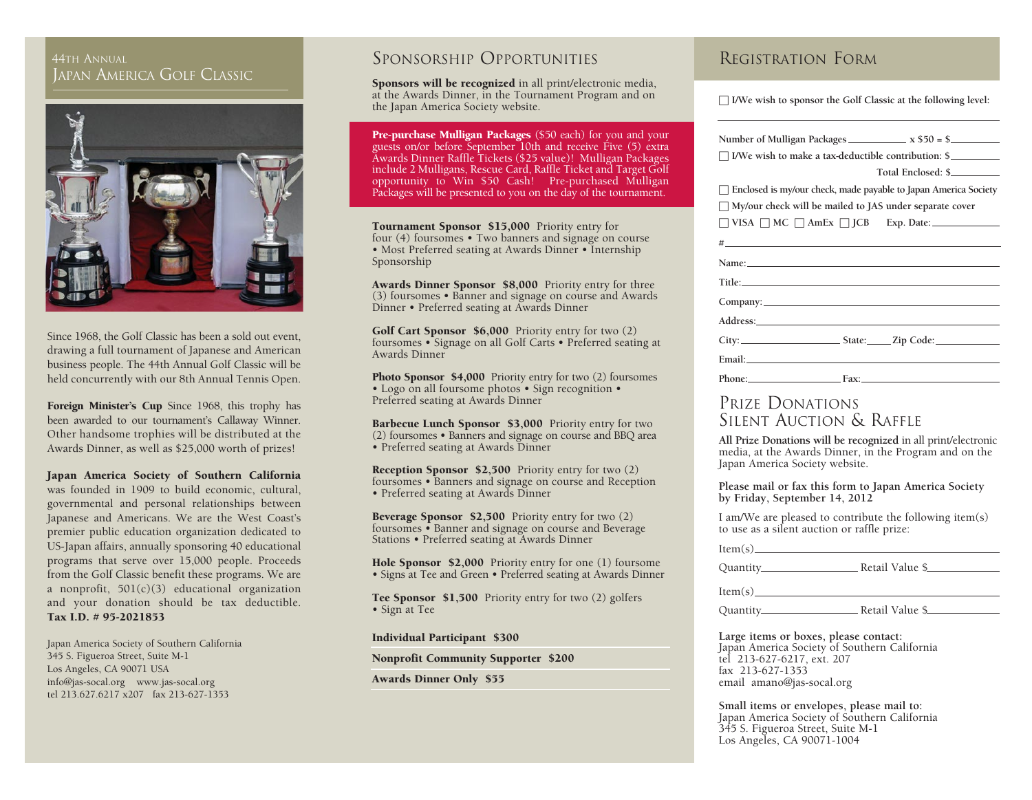44th Annual

# Japan America Golf Classic

Since 1968, the Golf Classic has been a sold out event, drawing a full tournament of Japanese and American business people. The 44th Annual Golf Classic will be held concurrently with our 8th Annual Tennis Open.

**Foreign Minister's Cup** Since 1968, this trophy has been awarded to our tournament's Callaway Winner. Other handsome trophies will be distributed at the Awards Dinner, as well as $25,000 worth of prizes!

**Japan America Society of Southern California** was founded in 1909 to build economic, cultural, governmental and personal relationships between Japanese and Americans. We are the West Coast's premier public education organization dedicated to US-Japan affairs, annually sponsoring 40 educational programs that serve over 15,000 people. Proceeds from the Golf Classic benefit these programs. We are a nonprofit, 501(c)(3) educational organization and your donation should be tax deductible. **Tax I.D. # 95-2021853**

Japan America Society of Southern California
345 S. Figueroa Street, Suite M-1
Los Angeles, CA 90071 USA
info@jas-socal.org www.jas-socal.org
tel 213.627.6217 x207 fax 213-627-1353

## Sponsorship Opportunities

**Sponsors will be recognized** in all print/electronic media, at the Awards Dinner, in the Tournament Program and on the Japan America Society website.

**Pre-purchase Mulligan Packages** ($50 each) for you and your guests on/or before September 10th and receive Five (5) extra Awards Dinner Raffle Tickets ($25 value)! Mulligan Packages include 2 Mulligans, Rescue Card, Raffle Ticket and Target Golf opportunity to Win $50 Cash! Pre-purchased Mulligan Packages will be presented to you on the day of the tournament.

**Tournament Sponsor $15,000** Priority entry for four (4) foursomes • Two banners and signage on course • Most Preferred seating at Awards Dinner • Internship Sponsorship

**Awards Dinner Sponsor $8,000** Priority entry for three (3) foursomes • Banner and signage on course and Awards Dinner • Preferred seating at Awards Dinner

**Golf Cart Sponsor $6,000** Priority entry for two (2) foursomes • Signage on all Golf Carts • Preferred seating at Awards Dinner

**Photo Sponsor $4,000** Priority entry for two (2) foursomes • Logo on all foursome photos • Sign recognition • Preferred seating at Awards Dinner

**Barbecue Lunch Sponsor $3,000** Priority entry for two (2) foursomes • Banners and signage on course and BBQ area • Preferred seating at Awards Dinner

**Reception Sponsor $2,500** Priority entry for two (2) foursomes • Banners and signage on course and Reception • Preferred seating at Awards Dinner

**Beverage Sponsor $2,500** Priority entry for two (2) foursomes • Banner and signage on course and Beverage Stations • Preferred seating at Awards Dinner

**Hole Sponsor $2,000** Priority entry for one (1) foursome • Signs at Tee and Green • Preferred seating at Awards Dinner

**Tee Sponsor $1,500** Priority entry for two (2) golfers • Sign at Tee

**Individual Participant $300**

**Nonprofit Community Supporter $200**

**Awards Dinner Only $55**

## Registration Form

☐ I/We wish to sponsor the Golf Classic at the following level: ____________

Number of Mulligan Packages __________ x $50 = $________

☐ I/We wish to make a tax-deductible contribution: $________

Total Enclosed: $________

☐ Enclosed is my/our check, made payable to Japan America Society

☐ My/our check will be mailed to JAS under separate cover

☐ VISA ☐ MC ☐ AmEx ☐ JCB Exp. Date: ________

# ____________________

Name: ____________________

Title: ____________________

Company: ____________________

Address: ____________________

City: __________ State: _____ Zip Code: __________

Email: ____________________

Phone: __________ Fax: __________

## Prize Donations Silent Auction & Raffle

**All Prize Donations will be recognized** in all print/electronic media, at the Awards Dinner, in the Program and on the Japan America Society website.

**Please mail or fax this form to Japan America Society by Friday, September 14, 2012**

I am/We are pleased to contribute the following item(s) to use as a silent auction or raffle prize:

Item(s) ____________________

Quantity __________ Retail Value $__________

Item(s) ____________________

Quantity __________ Retail Value $__________

**Large items or boxes, please contact:**
Japan America Society of Southern California
tel 213-627-6217, ext. 207
fax 213-627-1353
email amano@jas-socal.org

**Small items or envelopes, please mail to:**
Japan America Society of Southern California
345 S. Figueroa Street, Suite M-1
Los Angeles, CA 90071-1004